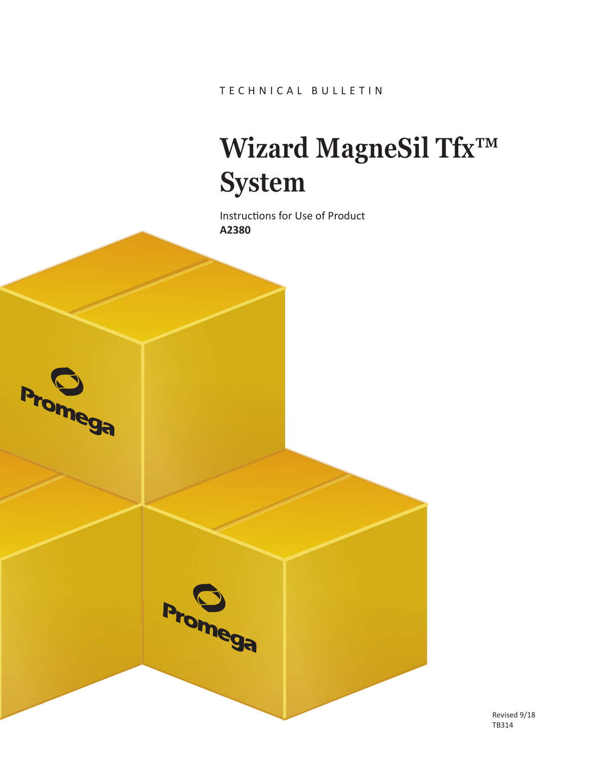TECHNICAL BULLETIN

# Wizard MagneSil Tfx™ System

Instructions for Use of Product
**A2380**

Revised 9/18
TB314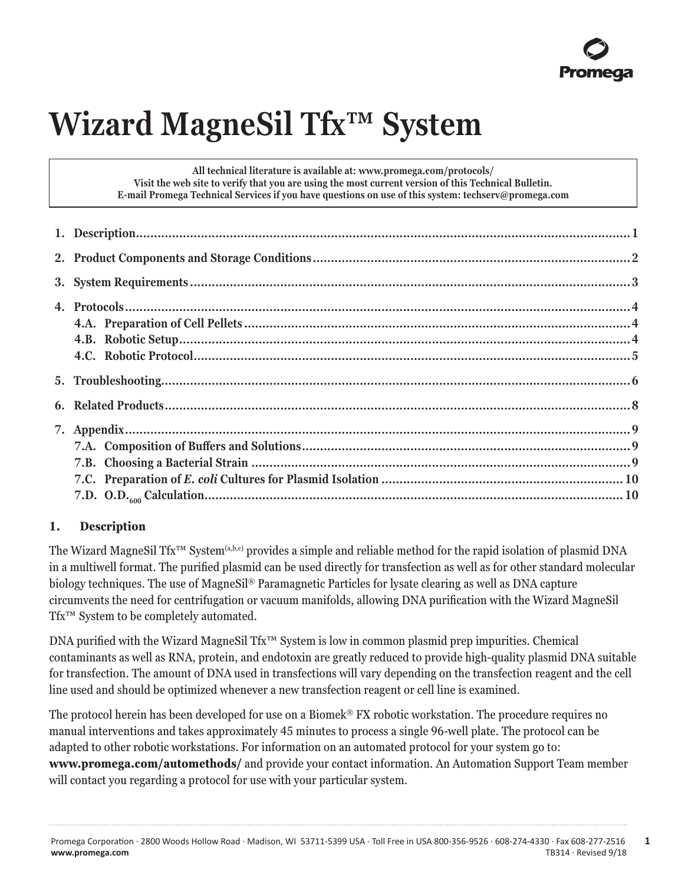# Wizard MagneSil Tfx™ System

**All technical literature is available at: www.promega.com/protocols/**
**Visit the web site to verify that you are using the most current version of this Technical Bulletin.**
**E-mail Promega Technical Services if you have questions on use of this system: techserv@promega.com**

1. **Description** .......... 1
2. **Product Components and Storage Conditions** .......... 2
3. **System Requirements** .......... 3
4. **Protocols** .......... 4
   - 4.A. **Preparation of Cell Pellets** .......... 4
   - 4.B. **Robotic Setup** .......... 4
   - 4.C. **Robotic Protocol** .......... 5
5. **Troubleshooting** .......... 6
6. **Related Products** .......... 8
7. **Appendix** .......... 9
   - 7.A. **Composition of Buffers and Solutions** .......... 9
   - 7.B. **Choosing a Bacterial Strain** .......... 9
   - 7.C. **Preparation of *E. coli* Cultures for Plasmid Isolation** .......... 10
   - 7.D. **O.D.$_{600}$ Calculation** .......... 10

## 1. Description

The Wizard MagneSil Tfx™ System[a,b,c] provides a simple and reliable method for the rapid isolation of plasmid DNA in a multiwell format. The purified plasmid can be used directly for transfection as well as for other standard molecular biology techniques. The use of MagneSil® Paramagnetic Particles for lysate clearing as well as DNA capture circumvents the need for centrifugation or vacuum manifolds, allowing DNA purification with the Wizard MagneSil Tfx™ System to be completely automated.

DNA purified with the Wizard MagneSil Tfx™ System is low in common plasmid prep impurities. Chemical contaminants as well as RNA, protein, and endotoxin are greatly reduced to provide high-quality plasmid DNA suitable for transfection. The amount of DNA used in transfections will vary depending on the transfection reagent and the cell line used and should be optimized whenever a new transfection reagent or cell line is examined.

The protocol herein has been developed for use on a Biomek® FX robotic workstation. The procedure requires no manual interventions and takes approximately 45 minutes to process a single 96-well plate. The protocol can be adapted to other robotic workstations. For information on an automated protocol for your system go to: **www.promega.com/automethods/** and provide your contact information. An Automation Support Team member will contact you regarding a protocol for use with your particular system.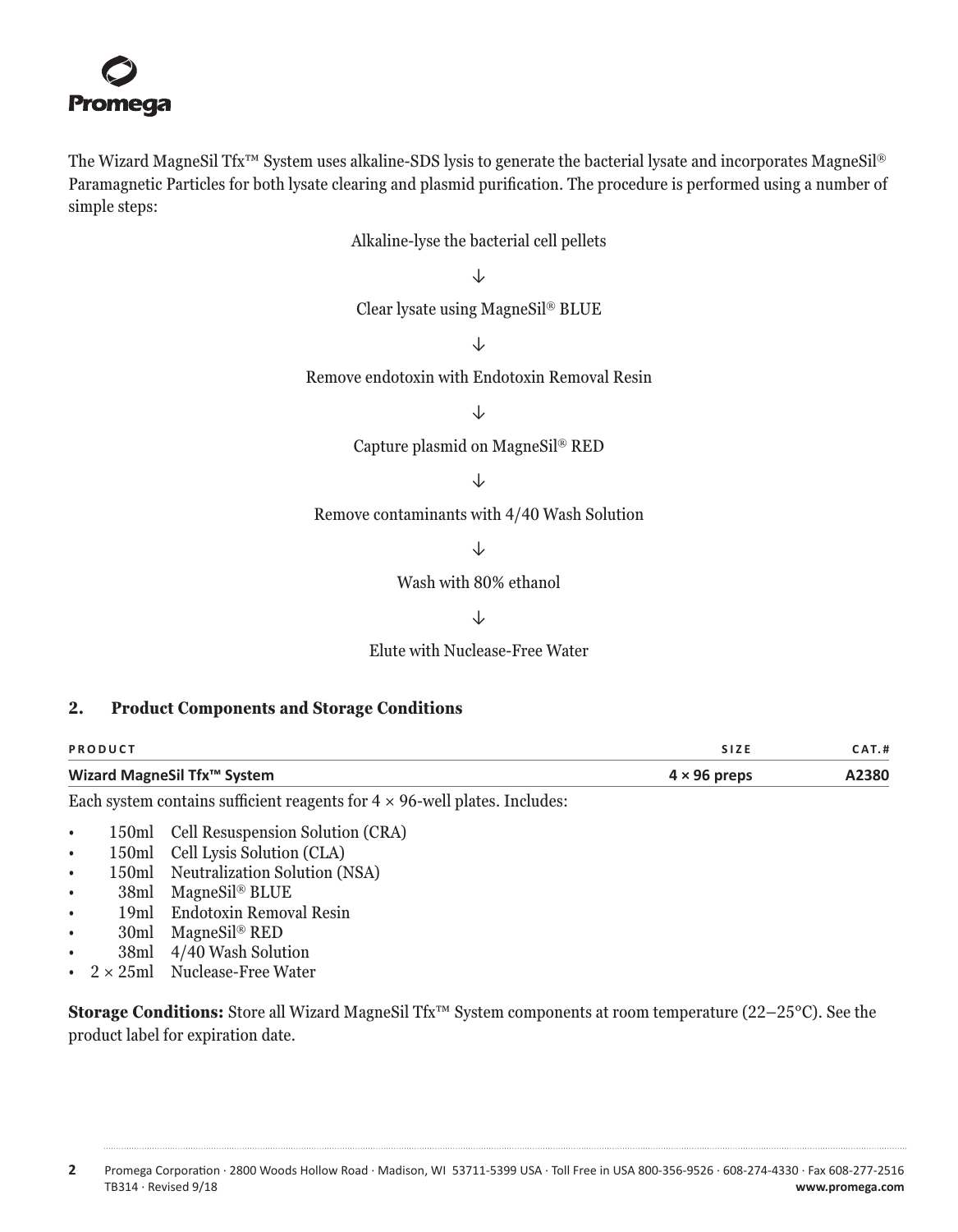The Wizard MagneSil Tfx™ System uses alkaline-SDS lysis to generate the bacterial lysate and incorporates MagneSil® Paramagnetic Particles for both lysate clearing and plasmid purification. The procedure is performed using a number of simple steps:

Alkaline-lyse the bacterial cell pellets

↓

Clear lysate using MagneSil® BLUE

↓

Remove endotoxin with Endotoxin Removal Resin

↓

Capture plasmid on MagneSil® RED

↓

Remove contaminants with 4/40 Wash Solution

↓

Wash with 80% ethanol

↓

Elute with Nuclease-Free Water

## 2. Product Components and Storage Conditions

| PRODUCT | SIZE | CAT.# |
|---|---|---|
| **Wizard MagneSil Tfx™ System** | **4 × 96 preps** | **A2380** |

Each system contains sufficient reagents for 4 × 96-well plates. Includes:

- 150ml Cell Resuspension Solution (CRA)
- 150ml Cell Lysis Solution (CLA)
- 150ml Neutralization Solution (NSA)
- 38ml MagneSil® BLUE
- 19ml Endotoxin Removal Resin
- 30ml MagneSil® RED
- 38ml 4/40 Wash Solution
- 2 × 25ml Nuclease-Free Water

**Storage Conditions:** Store all Wizard MagneSil Tfx™ System components at room temperature (22–25°C). See the product label for expiration date.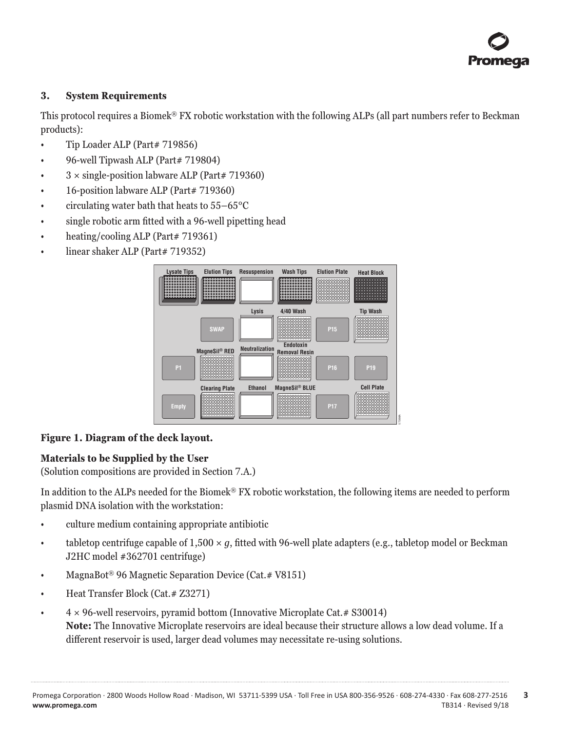## 3. System Requirements

This protocol requires a Biomek® FX robotic workstation with the following ALPs (all part numbers refer to Beckman products):

- Tip Loader ALP (Part# 719856)
- 96-well Tipwash ALP (Part# 719804)
- 3 × single-position labware ALP (Part# 719360)
- 16-position labware ALP (Part# 719360)
- circulating water bath that heats to 55–65°C
- single robotic arm fitted with a 96-well pipetting head
- heating/cooling ALP (Part# 719361)
- linear shaker ALP (Part# 719352)

**Figure 1. Diagram of the deck layout.**

### Materials to be Supplied by the User

(Solution compositions are provided in Section 7.A.)

In addition to the ALPs needed for the Biomek® FX robotic workstation, the following items are needed to perform plasmid DNA isolation with the workstation:

- culture medium containing appropriate antibiotic
- tabletop centrifuge capable of 1,500 × *g*, fitted with 96-well plate adapters (e.g., tabletop model or Beckman J2HC model #362701 centrifuge)
- MagnaBot® 96 Magnetic Separation Device (Cat.# V8151)
- Heat Transfer Block (Cat.# Z3271)
- 4 × 96-well reservoirs, pyramid bottom (Innovative Microplate Cat.# S30014)
  **Note:** The Innovative Microplate reservoirs are ideal because their structure allows a low dead volume. If a different reservoir is used, larger dead volumes may necessitate re-using solutions.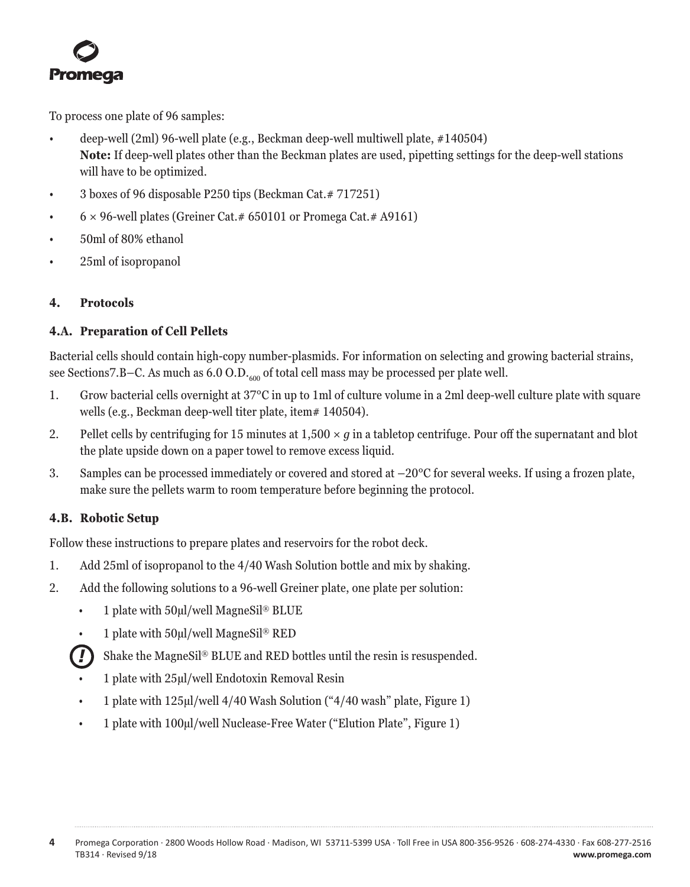To process one plate of 96 samples:

- deep-well (2ml) 96-well plate (e.g., Beckman deep-well multiwell plate, #140504)
  **Note:** If deep-well plates other than the Beckman plates are used, pipetting settings for the deep-well stations will have to be optimized.
- 3 boxes of 96 disposable P250 tips (Beckman Cat.# 717251)
- 6 × 96-well plates (Greiner Cat.# 650101 or Promega Cat.# A9161)
- 50ml of 80% ethanol
- 25ml of isopropanol

## 4. Protocols

### 4.A. Preparation of Cell Pellets

Bacterial cells should contain high-copy number-plasmids. For information on selecting and growing bacterial strains, see Sections7.B–C. As much as 6.0 $O.D._{600}$ of total cell mass may be processed per plate well.

1. Grow bacterial cells overnight at 37°C in up to 1ml of culture volume in a 2ml deep-well culture plate with square wells (e.g., Beckman deep-well titer plate, item# 140504).
2. Pellet cells by centrifuging for 15 minutes at 1,500 × *g* in a tabletop centrifuge. Pour off the supernatant and blot the plate upside down on a paper towel to remove excess liquid.
3. Samples can be processed immediately or covered and stored at –20°C for several weeks. If using a frozen plate, make sure the pellets warm to room temperature before beginning the protocol.

### 4.B. Robotic Setup

Follow these instructions to prepare plates and reservoirs for the robot deck.

1. Add 25ml of isopropanol to the 4/40 Wash Solution bottle and mix by shaking.
2. Add the following solutions to a 96-well Greiner plate, one plate per solution:
   - 1 plate with 50µl/well MagneSil® BLUE
   - 1 plate with 50µl/well MagneSil® RED

   **!** Shake the MagneSil® BLUE and RED bottles until the resin is resuspended.

   - 1 plate with 25µl/well Endotoxin Removal Resin
   - 1 plate with 125µl/well 4/40 Wash Solution ("4/40 wash" plate, Figure 1)
   - 1 plate with 100µl/well Nuclease-Free Water ("Elution Plate", Figure 1)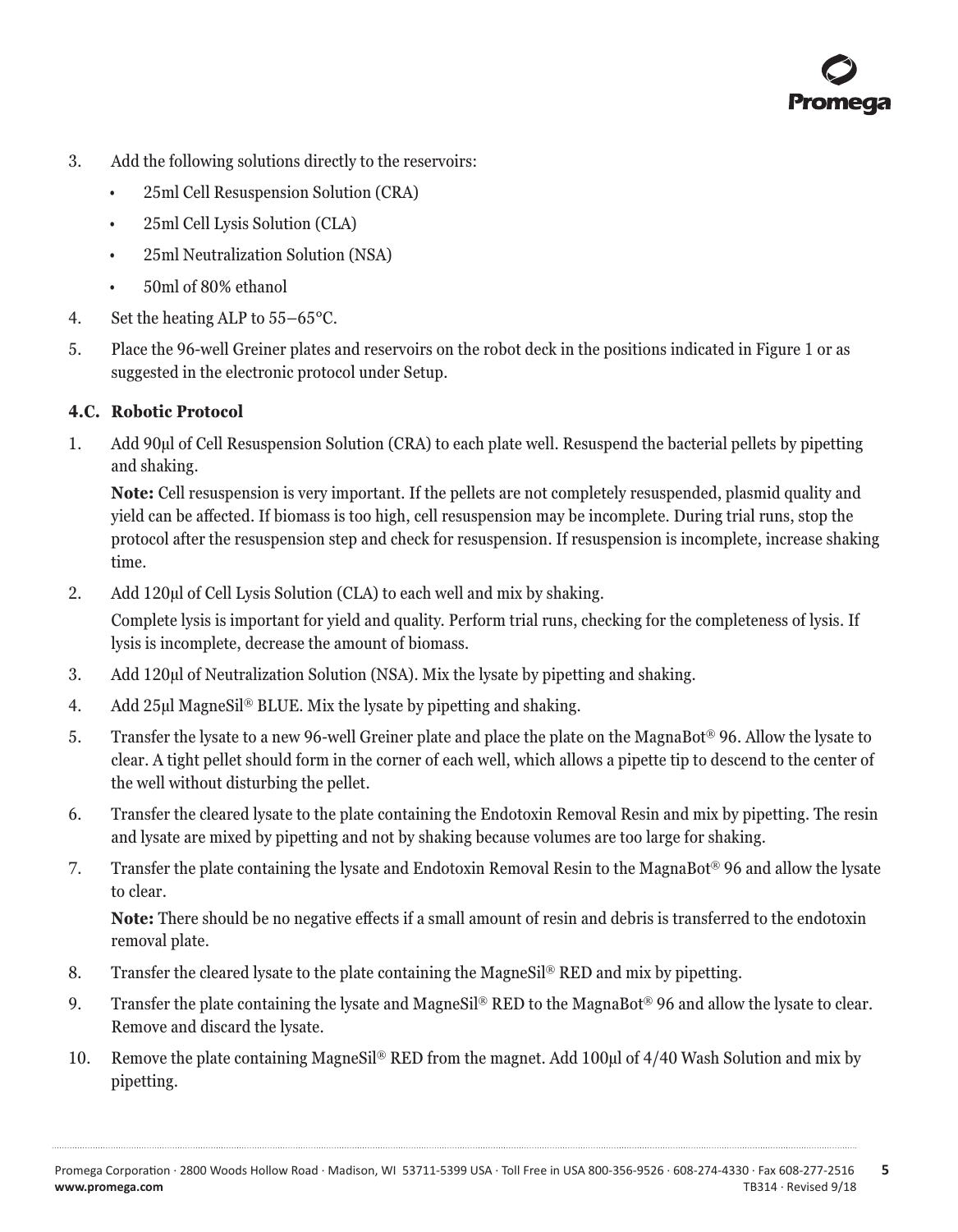3. Add the following solutions directly to the reservoirs:
   - 25ml Cell Resuspension Solution (CRA)
   - 25ml Cell Lysis Solution (CLA)
   - 25ml Neutralization Solution (NSA)
   - 50ml of 80% ethanol
4. Set the heating ALP to 55–65°C.
5. Place the 96-well Greiner plates and reservoirs on the robot deck in the positions indicated in Figure 1 or as suggested in the electronic protocol under Setup.

### 4.C. Robotic Protocol

1. Add 90µl of Cell Resuspension Solution (CRA) to each plate well. Resuspend the bacterial pellets by pipetting and shaking.

   **Note:** Cell resuspension is very important. If the pellets are not completely resuspended, plasmid quality and yield can be affected. If biomass is too high, cell resuspension may be incomplete. During trial runs, stop the protocol after the resuspension step and check for resuspension. If resuspension is incomplete, increase shaking time.

2. Add 120µl of Cell Lysis Solution (CLA) to each well and mix by shaking.

   Complete lysis is important for yield and quality. Perform trial runs, checking for the completeness of lysis. If lysis is incomplete, decrease the amount of biomass.

3. Add 120µl of Neutralization Solution (NSA). Mix the lysate by pipetting and shaking.
4. Add 25µl MagneSil® BLUE. Mix the lysate by pipetting and shaking.
5. Transfer the lysate to a new 96-well Greiner plate and place the plate on the MagnaBot® 96. Allow the lysate to clear. A tight pellet should form in the corner of each well, which allows a pipette tip to descend to the center of the well without disturbing the pellet.
6. Transfer the cleared lysate to the plate containing the Endotoxin Removal Resin and mix by pipetting. The resin and lysate are mixed by pipetting and not by shaking because volumes are too large for shaking.
7. Transfer the plate containing the lysate and Endotoxin Removal Resin to the MagnaBot® 96 and allow the lysate to clear.

   **Note:** There should be no negative effects if a small amount of resin and debris is transferred to the endotoxin removal plate.

8. Transfer the cleared lysate to the plate containing the MagneSil® RED and mix by pipetting.
9. Transfer the plate containing the lysate and MagneSil® RED to the MagnaBot® 96 and allow the lysate to clear. Remove and discard the lysate.
10. Remove the plate containing MagneSil® RED from the magnet. Add 100µl of 4/40 Wash Solution and mix by pipetting.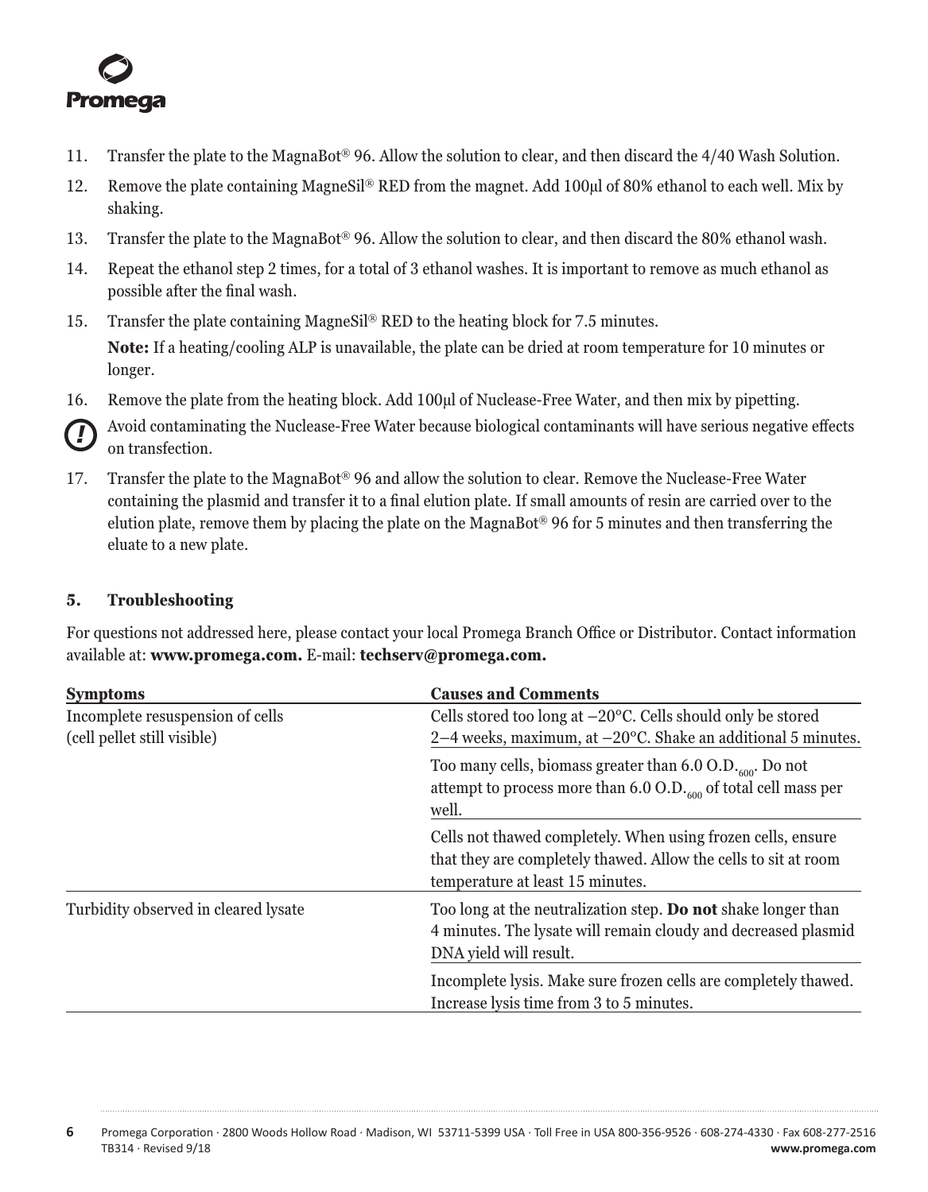11. Transfer the plate to the MagnaBot® 96. Allow the solution to clear, and then discard the 4/40 Wash Solution.
12. Remove the plate containing MagneSil® RED from the magnet. Add 100µl of 80% ethanol to each well. Mix by shaking.
13. Transfer the plate to the MagnaBot® 96. Allow the solution to clear, and then discard the 80% ethanol wash.
14. Repeat the ethanol step 2 times, for a total of 3 ethanol washes. It is important to remove as much ethanol as possible after the final wash.
15. Transfer the plate containing MagneSil® RED to the heating block for 7.5 minutes.

    **Note:** If a heating/cooling ALP is unavailable, the plate can be dried at room temperature for 10 minutes or longer.
16. Remove the plate from the heating block. Add 100µl of Nuclease-Free Water, and then mix by pipetting.

    Avoid contaminating the Nuclease-Free Water because biological contaminants will have serious negative effects on transfection.
17. Transfer the plate to the MagnaBot® 96 and allow the solution to clear. Remove the Nuclease-Free Water containing the plasmid and transfer it to a final elution plate. If small amounts of resin are carried over to the elution plate, remove them by placing the plate on the MagnaBot® 96 for 5 minutes and then transferring the eluate to a new plate.

## 5. Troubleshooting

For questions not addressed here, please contact your local Promega Branch Office or Distributor. Contact information available at: **www.promega.com.** E-mail: **techserv@promega.com.**

| Symptoms | Causes and Comments |
|---|---|
| Incomplete resuspension of cells (cell pellet still visible) | Cells stored too long at −20°C. Cells should only be stored 2–4 weeks, maximum, at −20°C. Shake an additional 5 minutes. |
| | Too many cells, biomass greater than 6.0 $O.D._{600}$. Do not attempt to process more than 6.0 $O.D._{600}$ of total cell mass per well. |
| | Cells not thawed completely. When using frozen cells, ensure that they are completely thawed. Allow the cells to sit at room temperature at least 15 minutes. |
| Turbidity observed in cleared lysate | Too long at the neutralization step. **Do not** shake longer than 4 minutes. The lysate will remain cloudy and decreased plasmid DNA yield will result. |
| | Incomplete lysis. Make sure frozen cells are completely thawed. Increase lysis time from 3 to 5 minutes. |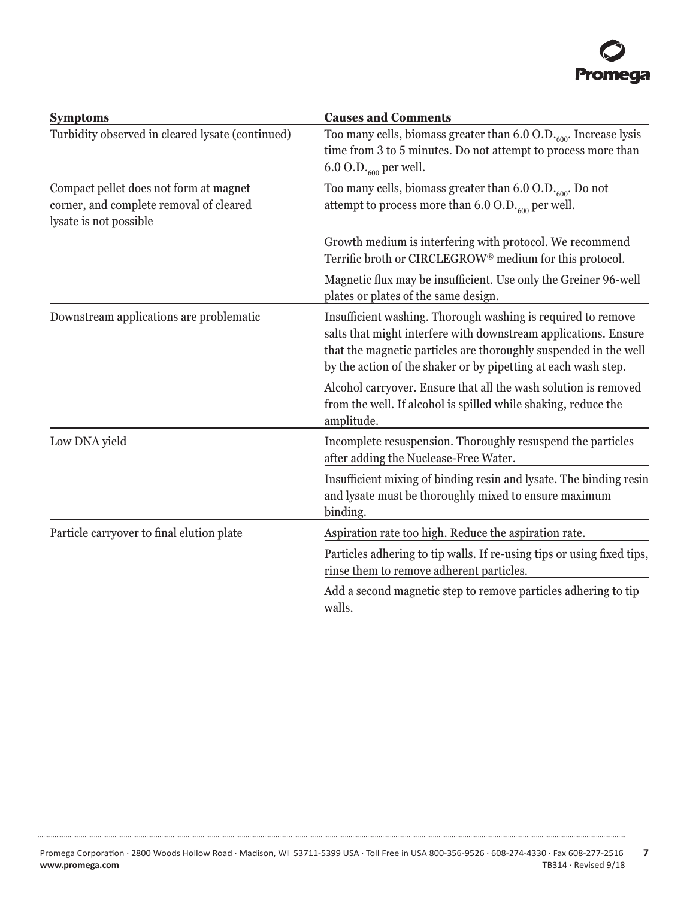| Symptoms | Causes and Comments |
|---|---|
| Turbidity observed in cleared lysate (continued) | Too many cells, biomass greater than 6.0 $O.D._{600}$. Increase lysis time from 3 to 5 minutes. Do not attempt to process more than 6.0 $O.D._{600}$ per well. |
| Compact pellet does not form at magnet corner, and complete removal of cleared lysate is not possible | Too many cells, biomass greater than 6.0 $O.D._{600}$. Do not attempt to process more than 6.0 $O.D._{600}$ per well. |
| | Growth medium is interfering with protocol. We recommend Terrific broth or CIRCLEGROW® medium for this protocol. |
| | Magnetic flux may be insufficient. Use only the Greiner 96-well plates or plates of the same design. |
| Downstream applications are problematic | Insufficient washing. Thorough washing is required to remove salts that might interfere with downstream applications. Ensure that the magnetic particles are thoroughly suspended in the well by the action of the shaker or by pipetting at each wash step. |
| | Alcohol carryover. Ensure that all the wash solution is removed from the well. If alcohol is spilled while shaking, reduce the amplitude. |
| Low DNA yield | Incomplete resuspension. Thoroughly resuspend the particles after adding the Nuclease-Free Water. |
| | Insufficient mixing of binding resin and lysate. The binding resin and lysate must be thoroughly mixed to ensure maximum binding. |
| Particle carryover to final elution plate | Aspiration rate too high. Reduce the aspiration rate. |
| | Particles adhering to tip walls. If re-using tips or using fixed tips, rinse them to remove adherent particles. |
| | Add a second magnetic step to remove particles adhering to tip walls. |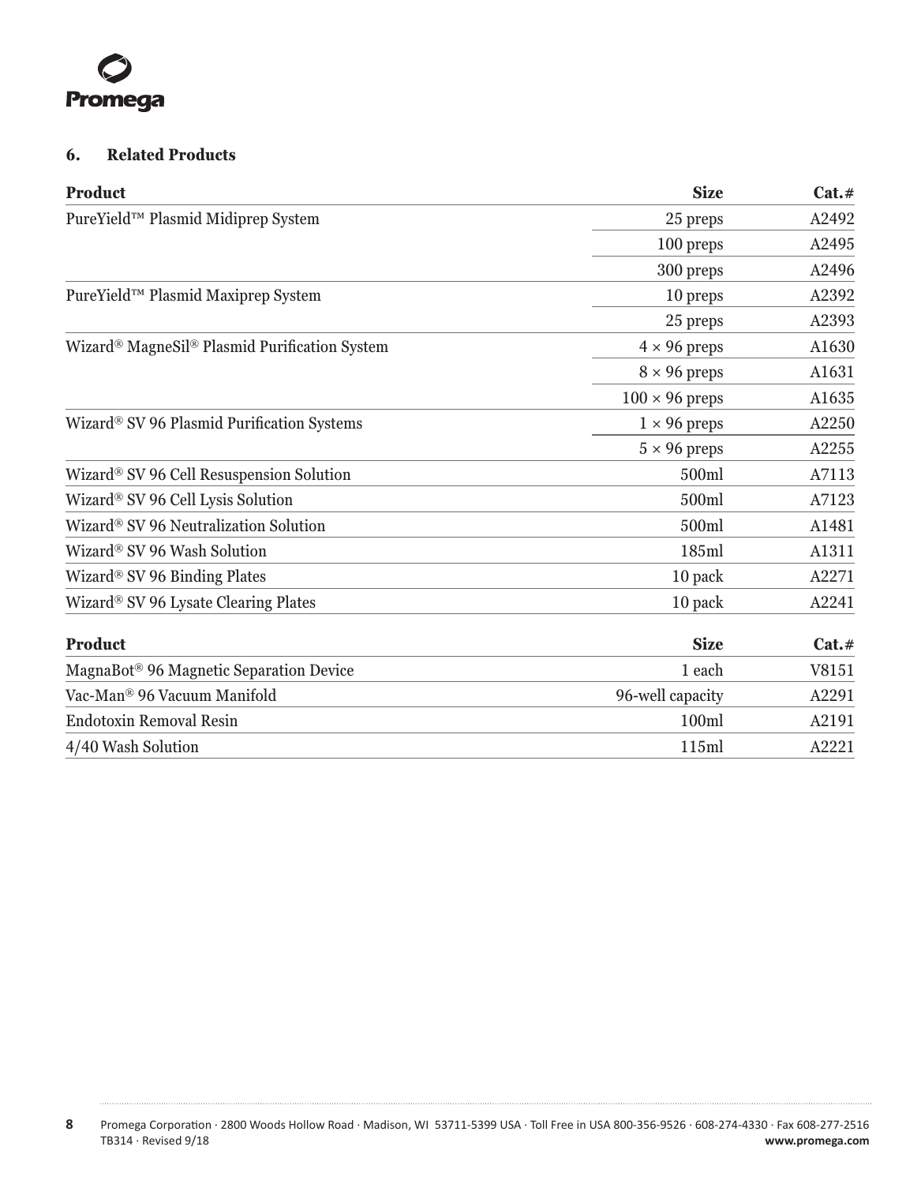## 6. Related Products

| Product | Size | Cat.# |
|---|---|---|
| PureYield™ Plasmid Midiprep System | 25 preps | A2492 |
| | 100 preps | A2495 |
| | 300 preps | A2496 |
| PureYield™ Plasmid Maxiprep System | 10 preps | A2392 |
| | 25 preps | A2393 |
| Wizard® MagneSil® Plasmid Purification System | 4 × 96 preps | A1630 |
| | 8 × 96 preps | A1631 |
| | 100 × 96 preps | A1635 |
| Wizard® SV 96 Plasmid Purification Systems | 1 × 96 preps | A2250 |
| | 5 × 96 preps | A2255 |
| Wizard® SV 96 Cell Resuspension Solution | 500ml | A7113 |
| Wizard® SV 96 Cell Lysis Solution | 500ml | A7123 |
| Wizard® SV 96 Neutralization Solution | 500ml | A1481 |
| Wizard® SV 96 Wash Solution | 185ml | A1311 |
| Wizard® SV 96 Binding Plates | 10 pack | A2271 |
| Wizard® SV 96 Lysate Clearing Plates | 10 pack | A2241 |

| Product | Size | Cat.# |
|---|---|---|
| MagnaBot® 96 Magnetic Separation Device | 1 each | V8151 |
| Vac-Man® 96 Vacuum Manifold | 96-well capacity | A2291 |
| Endotoxin Removal Resin | 100ml | A2191 |
| 4/40 Wash Solution | 115ml | A2221 |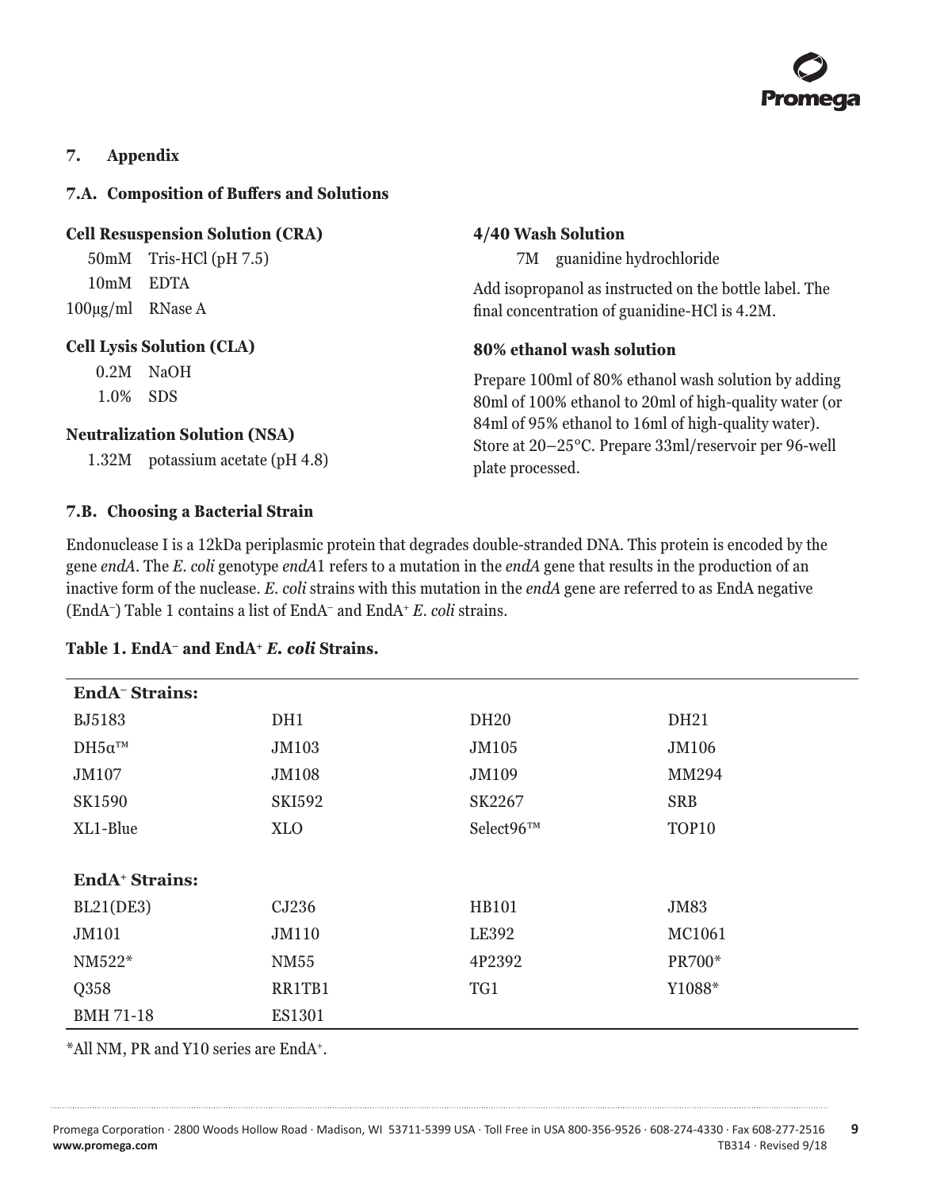## 7. Appendix

### 7.A. Composition of Buffers and Solutions

**Cell Resuspension Solution (CRA)**

50mM Tris-HCl (pH 7.5)
10mM EDTA
100µg/ml RNase A

**Cell Lysis Solution (CLA)**

0.2M NaOH
1.0% SDS

**Neutralization Solution (NSA)**

1.32M potassium acetate (pH 4.8)

**4/40 Wash Solution**

7M guanidine hydrochloride

Add isopropanol as instructed on the bottle label. The final concentration of guanidine-HCl is 4.2M.

**80% ethanol wash solution**

Prepare 100ml of 80% ethanol wash solution by adding 80ml of 100% ethanol to 20ml of high-quality water (or 84ml of 95% ethanol to 16ml of high-quality water). Store at 20–25°C. Prepare 33ml/reservoir per 96-well plate processed.

### 7.B. Choosing a Bacterial Strain

Endonuclease I is a 12kDa periplasmic protein that degrades double-stranded DNA. This protein is encoded by the gene *endA*. The *E. coli* genotype *endA*1 refers to a mutation in the *endA* gene that results in the production of an inactive form of the nuclease. *E. coli* strains with this mutation in the *endA* gene are referred to as EndA negative (EndA$^-$) Table 1 contains a list of EndA$^-$ and EndA$^+$ *E. coli* strains.

**Table 1. EndA$^-$ and EndA$^+$ *E. coli* Strains.**

| **EndA$^-$ Strains:** | | | |
|---|---|---|---|
| BJ5183 | DH1 | DH20 | DH21 |
| DH5α™ | JM103 | JM105 | JM106 |
| JM107 | JM108 | JM109 | MM294 |
| SK1590 | SKI592 | SK2267 | SRB |
| XL1-Blue | XLO | Select96™ | TOP10 |
| **EndA$^+$ Strains:** | | | |
| BL21(DE3) | CJ236 | HB101 | JM83 |
| JM101 | JM110 | LE392 | MC1061 |
| NM522* | NM55 | 4P2392 | PR700* |
| Q358 | RR1TB1 | TG1 | Y1088* |
| BMH 71-18 | ES1301 | | |

*All NM, PR and Y10 series are EndA$^+$.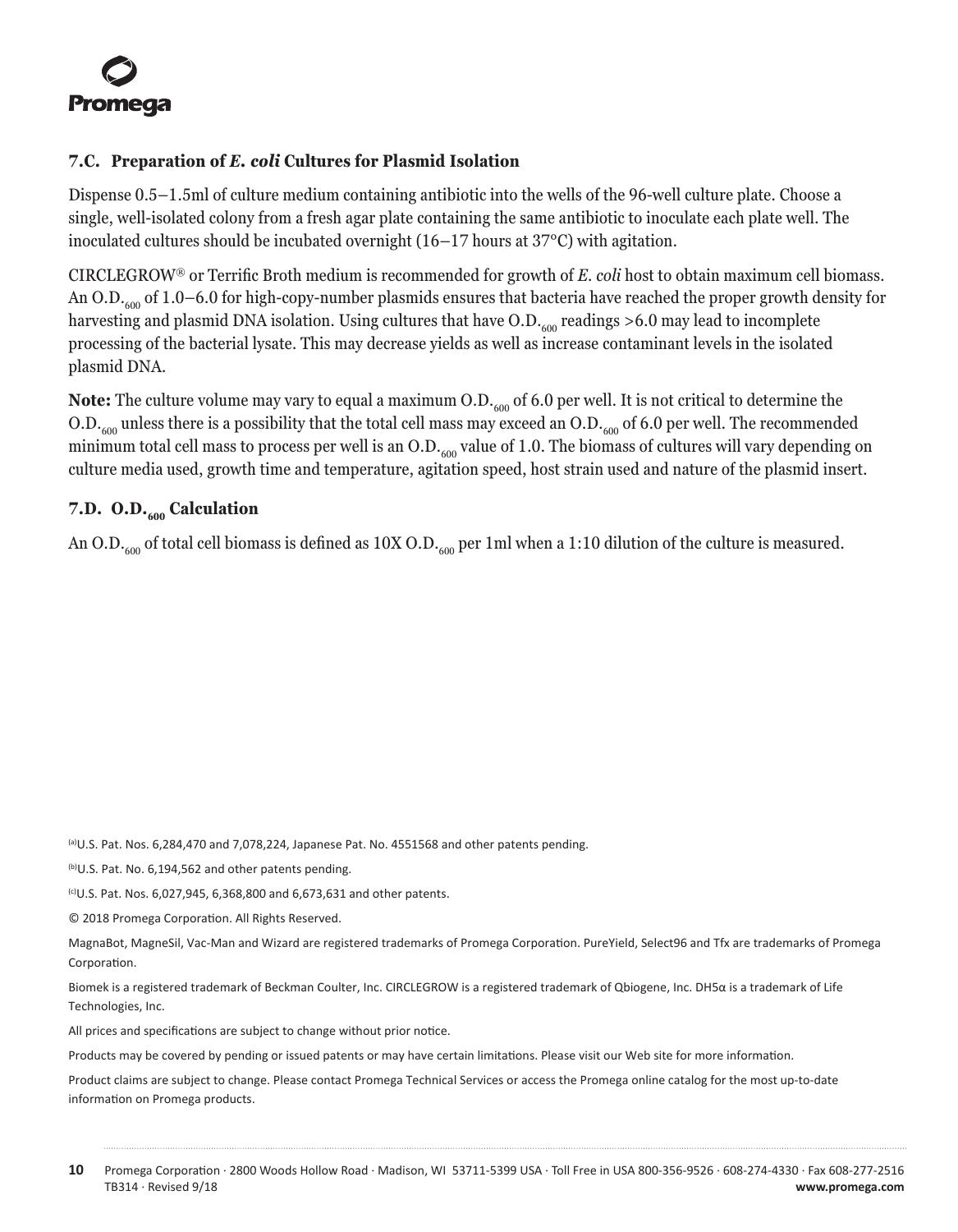### 7.C. Preparation of *E. coli* Cultures for Plasmid Isolation

Dispense 0.5–1.5ml of culture medium containing antibiotic into the wells of the 96-well culture plate. Choose a single, well-isolated colony from a fresh agar plate containing the same antibiotic to inoculate each plate well. The inoculated cultures should be incubated overnight (16–17 hours at 37°C) with agitation.

CIRCLEGROW® or Terrific Broth medium is recommended for growth of *E. coli* host to obtain maximum cell biomass. An $O.D._{600}$ of 1.0–6.0 for high-copy-number plasmids ensures that bacteria have reached the proper growth density for harvesting and plasmid DNA isolation. Using cultures that have $O.D._{600}$ readings >6.0 may lead to incomplete processing of the bacterial lysate. This may decrease yields as well as increase contaminant levels in the isolated plasmid DNA.

**Note:** The culture volume may vary to equal a maximum $O.D._{600}$ of 6.0 per well. It is not critical to determine the $O.D._{600}$ unless there is a possibility that the total cell mass may exceed an $O.D._{600}$ of 6.0 per well. The recommended minimum total cell mass to process per well is an $O.D._{600}$ value of 1.0. The biomass of cultures will vary depending on culture media used, growth time and temperature, agitation speed, host strain used and nature of the plasmid insert.

### 7.D. $O.D._{600}$ Calculation

An $O.D._{600}$ of total cell biomass is defined as 10X $O.D._{600}$ per 1ml when a 1:10 dilution of the culture is measured.

[a]U.S. Pat. Nos. 6,284,470 and 7,078,224, Japanese Pat. No. 4551568 and other patents pending.

[b]U.S. Pat. No. 6,194,562 and other patents pending.

[c]U.S. Pat. Nos. 6,027,945, 6,368,800 and 6,673,631 and other patents.

© 2018 Promega Corporation. All Rights Reserved.

MagnaBot, MagneSil, Vac-Man and Wizard are registered trademarks of Promega Corporation. PureYield, Select96 and Tfx are trademarks of Promega Corporation.

Biomek is a registered trademark of Beckman Coulter, Inc. CIRCLEGROW is a registered trademark of Qbiogene, Inc. DH5α is a trademark of Life Technologies, Inc.

All prices and specifications are subject to change without prior notice.

Products may be covered by pending or issued patents or may have certain limitations. Please visit our Web site for more information.

Product claims are subject to change. Please contact Promega Technical Services or access the Promega online catalog for the most up-to-date information on Promega products.